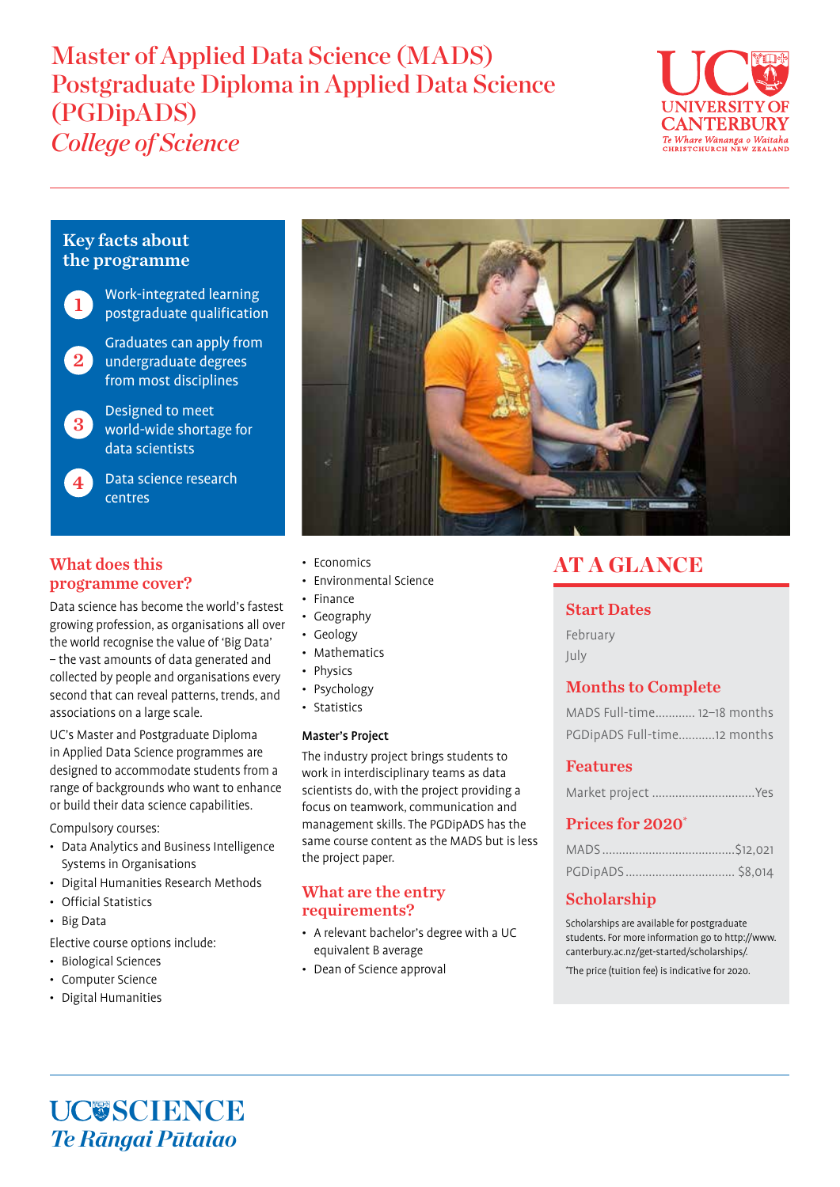# Master of Applied Data Science (MADS)
# Postgraduate Diploma in Applied Data Science (PGDipADS)
## *College of Science*

UC UNIVERSITY OF CANTERBURY
*Te Whare Wānanga o Waitaha*
CHRISTCHURCH NEW ZEALAND

## Key facts about the programme

1. Work-integrated learning postgraduate qualification
2. Graduates can apply from undergraduate degrees from most disciplines
3. Designed to meet world-wide shortage for data scientists
4. Data science research centres

## What does this programme cover?

Data science has become the world's fastest growing profession, as organisations all over the world recognise the value of 'Big Data' – the vast amounts of data generated and collected by people and organisations every second that can reveal patterns, trends, and associations on a large scale.

UC's Master and Postgraduate Diploma in Applied Data Science programmes are designed to accommodate students from a range of backgrounds who want to enhance or build their data science capabilities.

Compulsory courses:

- Data Analytics and Business Intelligence Systems in Organisations
- Digital Humanities Research Methods
- Official Statistics
- Big Data

Elective course options include:

- Biological Sciences
- Computer Science
- Digital Humanities
- Economics
- Environmental Science
- Finance
- Geography
- Geology
- Mathematics
- Physics
- Psychology
- Statistics

**Master's Project**

The industry project brings students to work in interdisciplinary teams as data scientists do, with the project providing a focus on teamwork, communication and management skills. The PGDipADS has the same course content as the MADS but is less the project paper.

## What are the entry requirements?

- A relevant bachelor's degree with a UC equivalent B average
- Dean of Science approval

## AT A GLANCE

### Start Dates

February
July

### Months to Complete

MADS Full-time............ 12–18 months
PGDipADS Full-time...........12 months

### Features

Market project ...............................Yes

### Prices for 2020*

MADS .......................................$12,021
PGDipADS ................................ $8,014

### Scholarship

Scholarships are available for postgraduate students. For more information go to http://www.canterbury.ac.nz/get-started/scholarships/.

*The price (tuition fee) is indicative for 2020.

UC SCIENCE
*Te Rāngai Pūtaiao*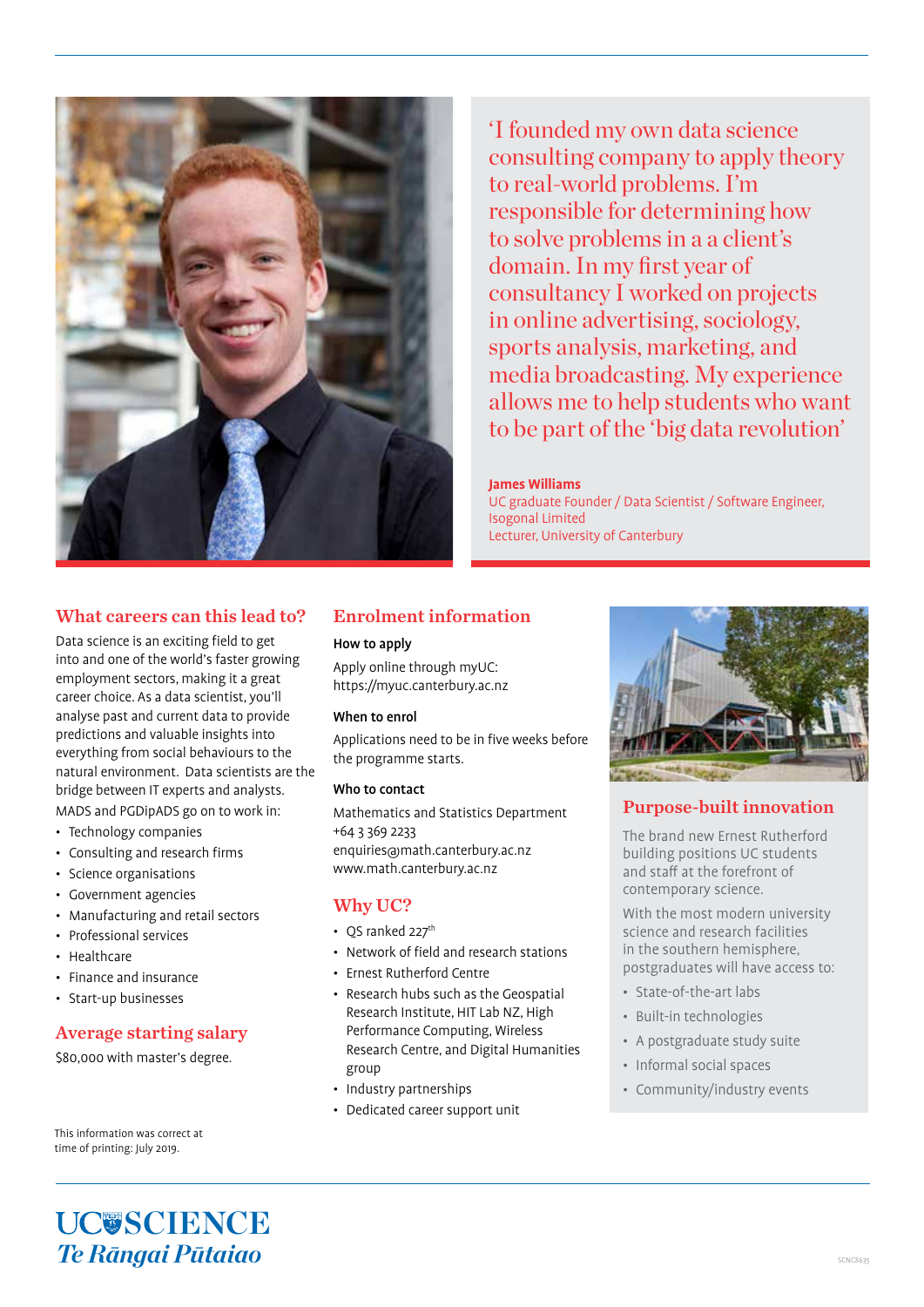'I founded my own data science consulting company to apply theory to real-world problems. I'm responsible for determining how to solve problems in a a client's domain. In my first year of consultancy I worked on projects in online advertising, sociology, sports analysis, marketing, and media broadcasting. My experience allows me to help students who want to be part of the 'big data revolution'

**James Williams**
UC graduate Founder / Data Scientist / Software Engineer, Isogonal Limited
Lecturer, University of Canterbury

## What careers can this lead to?

Data science is an exciting field to get into and one of the world's faster growing employment sectors, making it a great career choice. As a data scientist, you'll analyse past and current data to provide predictions and valuable insights into everything from social behaviours to the natural environment. Data scientists are the bridge between IT experts and analysts.

MADS and PGDipADS go on to work in:

- Technology companies
- Consulting and research firms
- Science organisations
- Government agencies
- Manufacturing and retail sectors
- Professional services
- Healthcare
- Finance and insurance
- Start-up businesses

## Average starting salary

$80,000 with master's degree.

## Enrolment information

### How to apply

Apply online through myUC: https://myuc.canterbury.ac.nz

### When to enrol

Applications need to be in five weeks before the programme starts.

### Who to contact

Mathematics and Statistics Department
+64 3 369 2233
enquiries@math.canterbury.ac.nz
www.math.canterbury.ac.nz

## Why UC?

- QS ranked 227th
- Network of field and research stations
- Ernest Rutherford Centre
- Research hubs such as the Geospatial Research Institute, HIT Lab NZ, High Performance Computing, Wireless Research Centre, and Digital Humanities group
- Industry partnerships
- Dedicated career support unit

## Purpose-built innovation

The brand new Ernest Rutherford building positions UC students and staff at the forefront of contemporary science.

With the most modern university science and research facilities in the southern hemisphere, postgraduates will have access to:

- State-of-the-art labs
- Built-in technologies
- A postgraduate study suite
- Informal social spaces
- Community/industry events

This information was correct at time of printing: July 2019.

**UC SCIENCE**
*Te Rāngai Pūtaiao*

SCNC8635